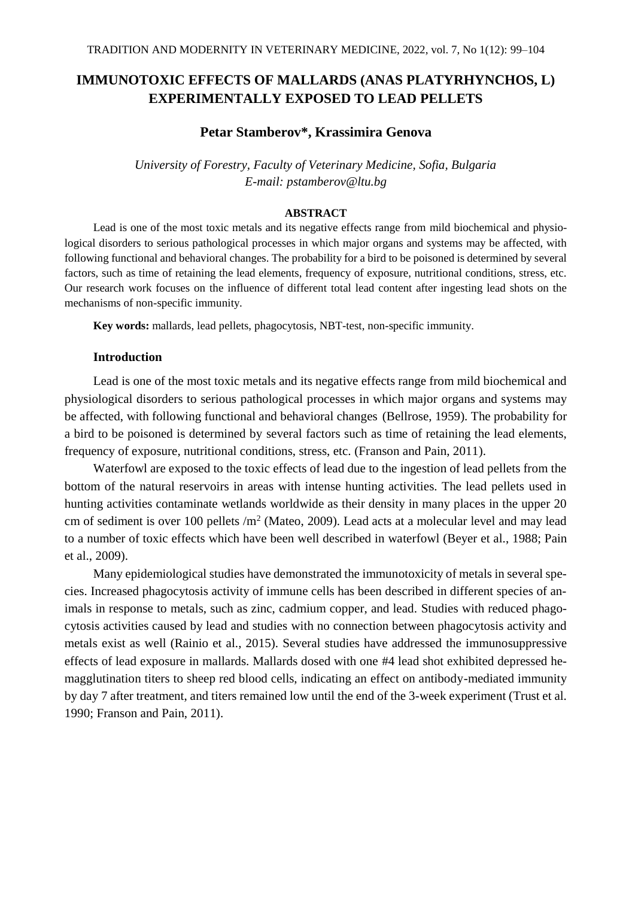# IMMUNOTOXIC EFFECTS OF MALLARDS (ANAS PLATYRHYNCHOS, L) EXPERIMENTALLY EXPOSED TO LEAD PELLETS

**Petar Stamberov*, Krassimira Genova**

*University of Forestry, Faculty of Veterinary Medicine, Sofia, Bulgaria*
*E-mail: pstamberov@ltu.bg*

**ABSTRACT**

Lead is one of the most toxic metals and its negative effects range from mild biochemical and physiological disorders to serious pathological processes in which major organs and systems may be affected, with following functional and behavioral changes. The probability for a bird to be poisoned is determined by several factors, such as time of retaining the lead elements, frequency of exposure, nutritional conditions, stress, etc. Our research work focuses on the influence of different total lead content after ingesting lead shots on the mechanisms of non-specific immunity.

**Key words:** mallards, lead pellets, phagocytosis, NBT-test, non-specific immunity.

## Introduction

Lead is one of the most toxic metals and its negative effects range from mild biochemical and physiological disorders to serious pathological processes in which major organs and systems may be affected, with following functional and behavioral changes (Bellrose, 1959). The probability for a bird to be poisoned is determined by several factors such as time of retaining the lead elements, frequency of exposure, nutritional conditions, stress, etc. (Franson and Pain, 2011).

Waterfowl are exposed to the toxic effects of lead due to the ingestion of lead pellets from the bottom of the natural reservoirs in areas with intense hunting activities. The lead pellets used in hunting activities contaminate wetlands worldwide as their density in many places in the upper 20 cm of sediment is over 100 pellets /m$^2$ (Mateo, 2009). Lead acts at a molecular level and may lead to a number of toxic effects which have been well described in waterfowl (Beyer et al., 1988; Pain et al., 2009).

Many epidemiological studies have demonstrated the immunotoxicity of metals in several species. Increased phagocytosis activity of immune cells has been described in different species of animals in response to metals, such as zinc, cadmium copper, and lead. Studies with reduced phagocytosis activities caused by lead and studies with no connection between phagocytosis activity and metals exist as well (Rainio et al., 2015). Several studies have addressed the immunosuppressive effects of lead exposure in mallards. Mallards dosed with one #4 lead shot exhibited depressed hemagglutination titers to sheep red blood cells, indicating an effect on antibody-mediated immunity by day 7 after treatment, and titers remained low until the end of the 3-week experiment (Trust et al. 1990; Franson and Pain, 2011).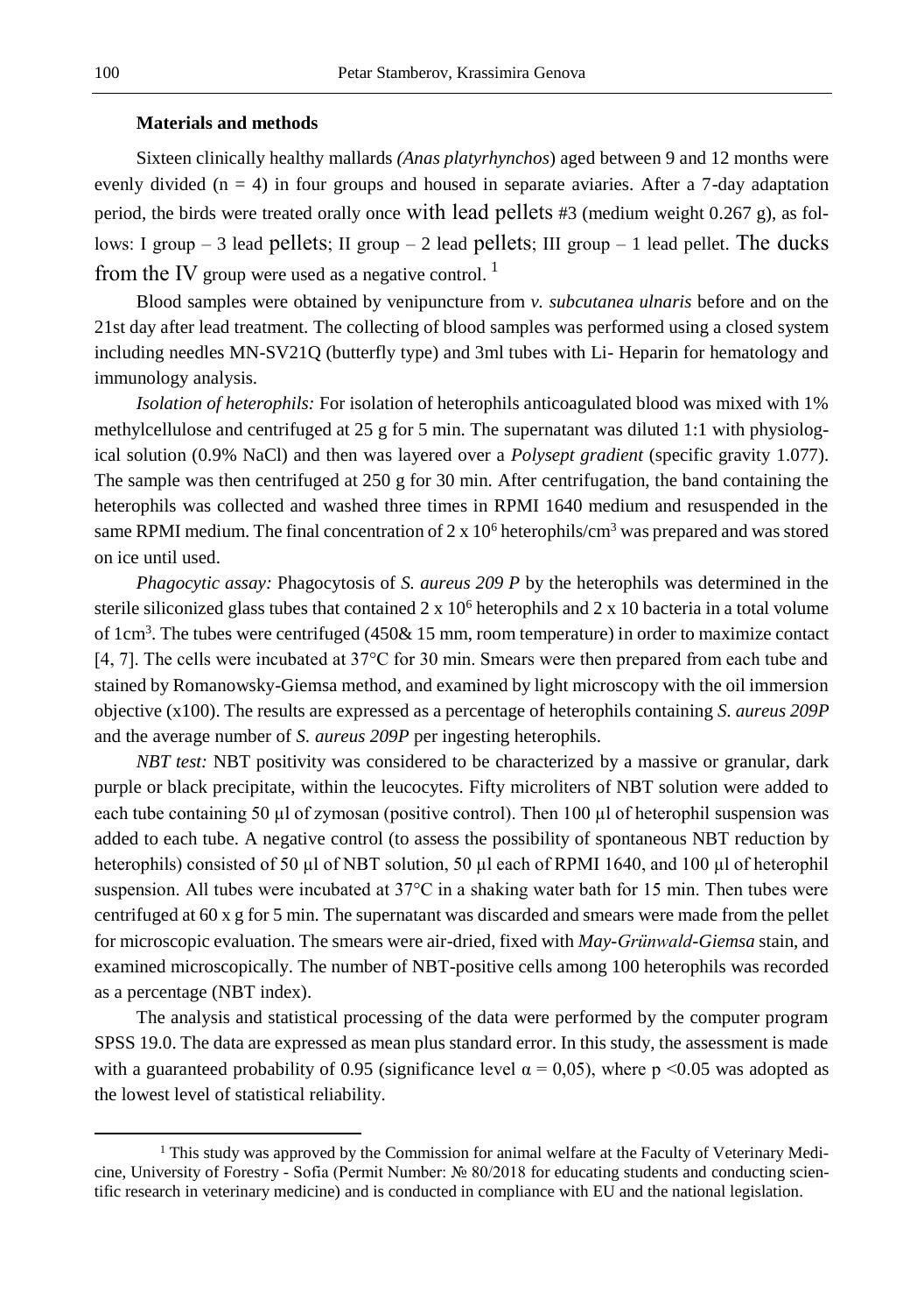**Materials and methods**

Sixteen clinically healthy mallards *(Anas platyrhynchos*) aged between 9 and 12 months were evenly divided (n = 4) in four groups and housed in separate aviaries. After a 7-day adaptation period, the birds were treated orally once with lead pellets #3 (medium weight 0.267 g), as follows: I group – 3 lead pellets; II group – 2 lead pellets; III group – 1 lead pellet. The ducks from the IV group were used as a negative control. [1]

Blood samples were obtained by venipuncture from *v. subcutanea ulnaris* before and on the 21st day after lead treatment. The collecting of blood samples was performed using a closed system including needles MN-SV21Q (butterfly type) and 3ml tubes with Li- Heparin for hematology and immunology analysis.

*Isolation of heterophils:* For isolation of heterophils anticoagulated blood was mixed with 1% methylcellulose and centrifuged at 25 g for 5 min. The supernatant was diluted 1:1 with physiological solution (0.9% NaCl) and then was layered over a *Polysept gradient* (specific gravity 1.077). The sample was then centrifuged at 250 g for 30 min. After centrifugation, the band containing the heterophils was collected and washed three times in RPMI 1640 medium and resuspended in the same RPMI medium. The final concentration of $2 \times 10^6$ heterophils/$cm^3$ was prepared and was stored on ice until used.

*Phagocytic assay:* Phagocytosis of *S. aureus 209 P* by the heterophils was determined in the sterile siliconized glass tubes that contained $2 \times 10^6$ heterophils and 2 x 10 bacteria in a total volume of $1cm^3$. The tubes were centrifuged (450& 15 mm, room temperature) in order to maximize contact [4, 7]. The cells were incubated at 37°C for 30 min. Smears were then prepared from each tube and stained by Romanowsky-Giemsa method, and examined by light microscopy with the oil immersion objective (x100). The results are expressed as a percentage of heterophils containing *S. aureus 209P* and the average number of *S. aureus 209P* per ingesting heterophils.

*NBT test:* NBT positivity was considered to be characterized by a massive or granular, dark purple or black precipitate, within the leucocytes. Fifty microliters of NBT solution were added to each tube containing 50 μl of zymosan (positive control). Then 100 μl of heterophil suspension was added to each tube. A negative control (to assess the possibility of spontaneous NBT reduction by heterophils) consisted of 50 μl of NBT solution, 50 μl each of RPMI 1640, and 100 μl of heterophil suspension. All tubes were incubated at 37°C in a shaking water bath for 15 min. Then tubes were centrifuged at 60 x g for 5 min. The supernatant was discarded and smears were made from the pellet for microscopic evaluation. The smears were air-dried, fixed with *May-Grünwald-Giemsa* stain, and examined microscopically. The number of NBT-positive cells among 100 heterophils was recorded as a percentage (NBT index).

The analysis and statistical processing of the data were performed by the computer program SPSS 19.0. The data are expressed as mean plus standard error. In this study, the assessment is made with a guaranteed probability of 0.95 (significance level $\alpha = 0{,}05$), where $p < 0.05$ was adopted as the lowest level of statistical reliability.

---

[1] This study was approved by the Commission for animal welfare at the Faculty of Veterinary Medicine, University of Forestry - Sofia (Permit Number: № 80/2018 for educating students and conducting scientific research in veterinary medicine) and is conducted in compliance with EU and the national legislation.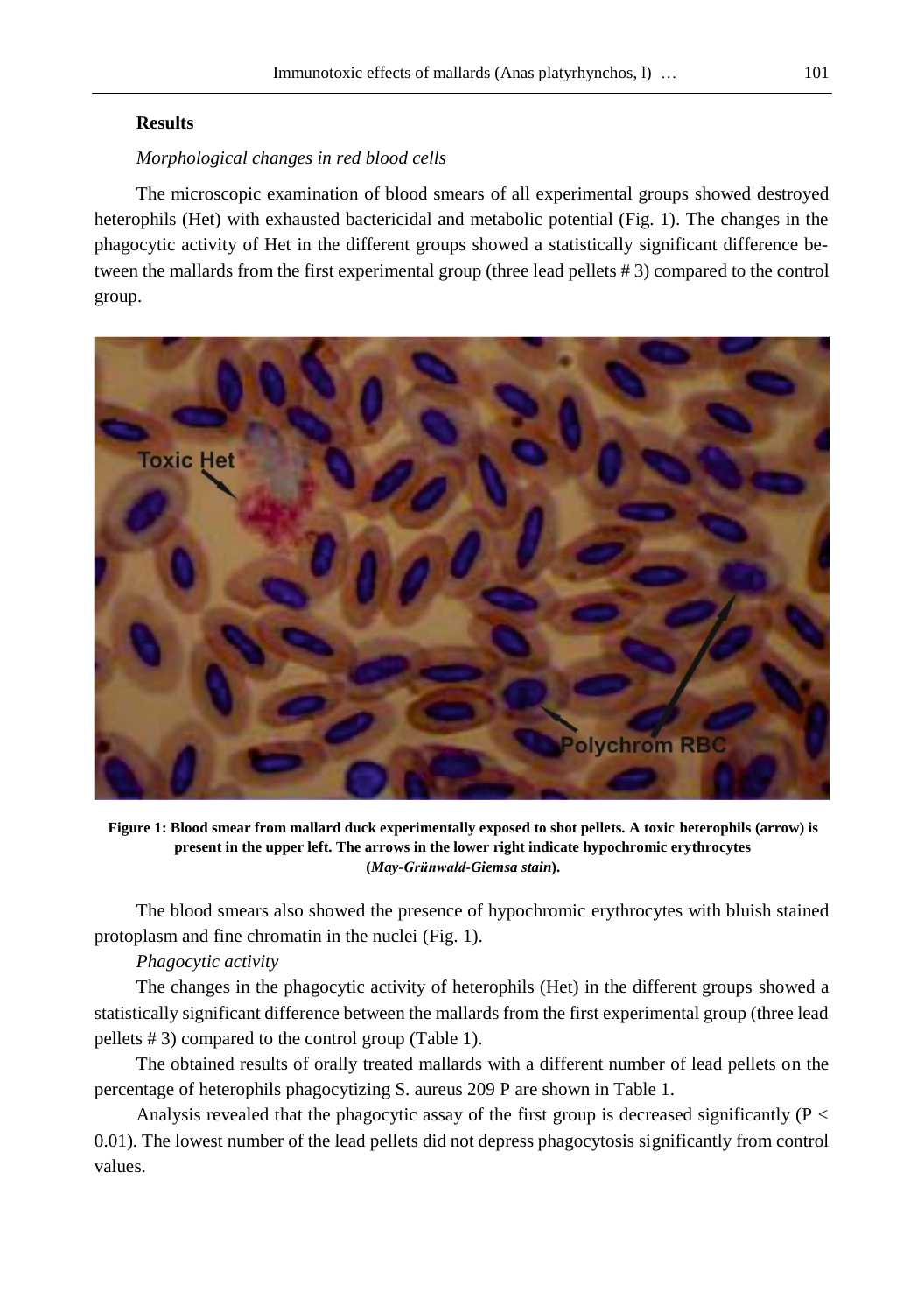**Results**

*Morphological changes in red blood cells*

The microscopic examination of blood smears of all experimental groups showed destroyed heterophils (Het) with exhausted bactericidal and metabolic potential (Fig. 1). The changes in the phagocytic activity of Het in the different groups showed a statistically significant difference between the mallards from the first experimental group (three lead pellets # 3) compared to the control group.

**Figure 1: Blood smear from mallard duck experimentally exposed to shot pellets. A toxic heterophils (arrow) is present in the upper left. The arrows in the lower right indicate hypochromic erythrocytes (*May-Grünwald-Giemsa stain*).**

The blood smears also showed the presence of hypochromic erythrocytes with bluish stained protoplasm and fine chromatin in the nuclei (Fig. 1).

*Phagocytic activity*

The changes in the phagocytic activity of heterophils (Het) in the different groups showed a statistically significant difference between the mallards from the first experimental group (three lead pellets # 3) compared to the control group (Table 1).

The obtained results of orally treated mallards with a different number of lead pellets on the percentage of heterophils phagocytizing S. aureus 209 P are shown in Table 1.

Analysis revealed that the phagocytic assay of the first group is decreased significantly ($P < 0.01$). The lowest number of the lead pellets did not depress phagocytosis significantly from control values.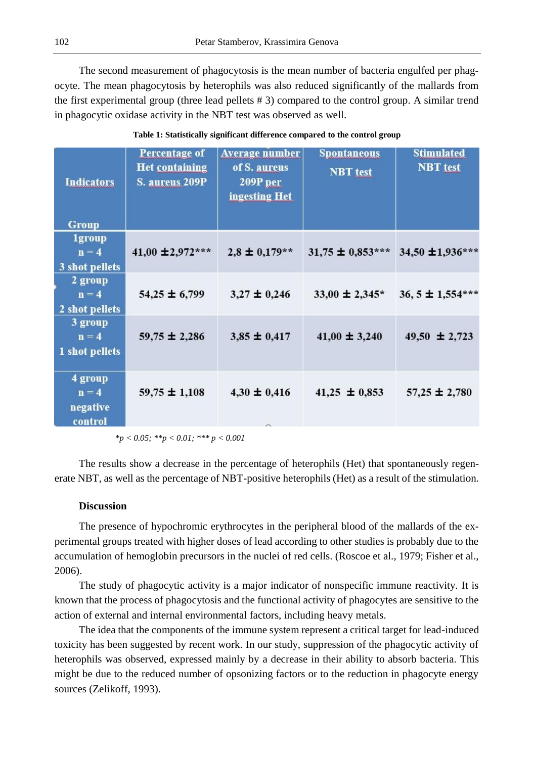The second measurement of phagocytosis is the mean number of bacteria engulfed per phagocyte. The mean phagocytosis by heterophils was also reduced significantly of the mallards from the first experimental group (three lead pellets # 3) compared to the control group. A similar trend in phagocytic oxidase activity in the NBT test was observed as well.

**Table 1: Statistically significant difference compared to the control group**

| Indicators / Group | Percentage of Het containing S. aureus 209P | Average number of S. aureus 209P per ingesting Het | Spontaneous NBT test | Stimulated NBT test |
|---|---|---|---|---|
| 1group n = 4 3 shot pellets | 41,00 ±2,972*** | 2,8 ± 0,179** | 31,75 ± 0,853*** | 34,50 ±1,936*** |
| 2 group n = 4 2 shot pellets | 54,25 ± 6,799 | 3,27 ± 0,246 | 33,00 ± 2,345* | 36, 5 ± 1,554*** |
| 3 group n = 4 1 shot pellets | 59,75 ± 2,286 | 3,85 ± 0,417 | 41,00 ± 3,240 | 49,50 ± 2,723 |
| 4 group n = 4 negative control | 59,75 ± 1,108 | 4,30 ± 0,416 | 41,25 ± 0,853 | 57,25 ± 2,780 |

*$p < 0.05$; **$p < 0.01$; *** $p < 0.001$*

The results show a decrease in the percentage of heterophils (Het) that spontaneously regenerate NBT, as well as the percentage of NBT-positive heterophils (Het) as a result of the stimulation.

## Discussion

The presence of hypochromic erythrocytes in the peripheral blood of the mallards of the experimental groups treated with higher doses of lead according to other studies is probably due to the accumulation of hemoglobin precursors in the nuclei of red cells. (Roscoe et al., 1979; Fisher et al., 2006).

The study of phagocytic activity is a major indicator of nonspecific immune reactivity. It is known that the process of phagocytosis and the functional activity of phagocytes are sensitive to the action of external and internal environmental factors, including heavy metals.

The idea that the components of the immune system represent a critical target for lead-induced toxicity has been suggested by recent work. In our study, suppression of the phagocytic activity of heterophils was observed, expressed mainly by a decrease in their ability to absorb bacteria. This might be due to the reduced number of opsonizing factors or to the reduction in phagocyte energy sources (Zelikoff, 1993).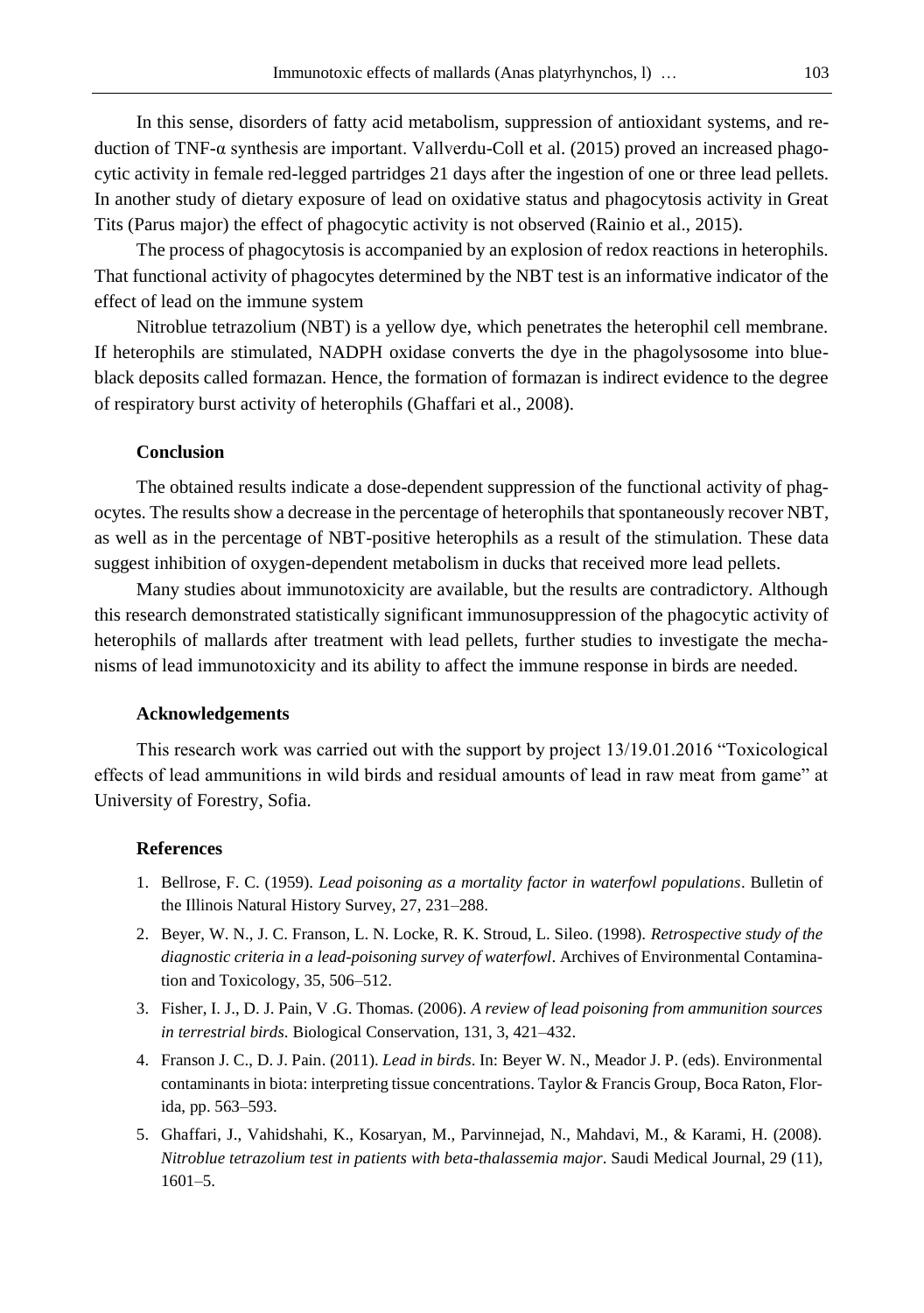In this sense, disorders of fatty acid metabolism, suppression of antioxidant systems, and reduction of TNF-α synthesis are important. Vallverdu-Coll et al. (2015) proved an increased phagocytic activity in female red-legged partridges 21 days after the ingestion of one or three lead pellets. In another study of dietary exposure of lead on oxidative status and phagocytosis activity in Great Tits (Parus major) the effect of phagocytic activity is not observed (Rainio et al., 2015).

The process of phagocytosis is accompanied by an explosion of redox reactions in heterophils. That functional activity of phagocytes determined by the NBT test is an informative indicator of the effect of lead on the immune system

Nitroblue tetrazolium (NBT) is a yellow dye, which penetrates the heterophil cell membrane. If heterophils are stimulated, NADPH oxidase converts the dye in the phagolysosome into blue-black deposits called formazan. Hence, the formation of formazan is indirect evidence to the degree of respiratory burst activity of heterophils (Ghaffari et al., 2008).

## Conclusion

The obtained results indicate a dose-dependent suppression of the functional activity of phagocytes. The results show a decrease in the percentage of heterophils that spontaneously recover NBT, as well as in the percentage of NBT-positive heterophils as a result of the stimulation. These data suggest inhibition of oxygen-dependent metabolism in ducks that received more lead pellets.

Many studies about immunotoxicity are available, but the results are contradictory. Although this research demonstrated statistically significant immunosuppression of the phagocytic activity of heterophils of mallards after treatment with lead pellets, further studies to investigate the mechanisms of lead immunotoxicity and its ability to affect the immune response in birds are needed.

## Acknowledgements

This research work was carried out with the support by project 13/19.01.2016 "Toxicological effects of lead ammunitions in wild birds and residual amounts of lead in raw meat from game" at University of Forestry, Sofia.

## References

1. Bellrose, F. C. (1959). *Lead poisoning as a mortality factor in waterfowl populations*. Bulletin of the Illinois Natural History Survey, 27, 231–288.
2. Beyer, W. N., J. C. Franson, L. N. Locke, R. K. Stroud, L. Sileo. (1998). *Retrospective study of the diagnostic criteria in a lead-poisoning survey of waterfowl*. Archives of Environmental Contamination and Toxicology, 35, 506–512.
3. Fisher, I. J., D. J. Pain, V .G. Thomas. (2006). *A review of lead poisoning from ammunition sources in terrestrial birds*. Biological Conservation, 131, 3, 421–432.
4. Franson J. C., D. J. Pain. (2011). *Lead in birds*. In: Beyer W. N., Meador J. P. (eds). Environmental contaminants in biota: interpreting tissue concentrations. Taylor & Francis Group, Boca Raton, Florida, pp. 563–593.
5. Ghaffari, J., Vahidshahi, K., Kosaryan, M., Parvinnejad, N., Mahdavi, M., & Karami, H. (2008). *Nitroblue tetrazolium test in patients with beta-thalassemia major*. Saudi Medical Journal, 29 (11), 1601–5.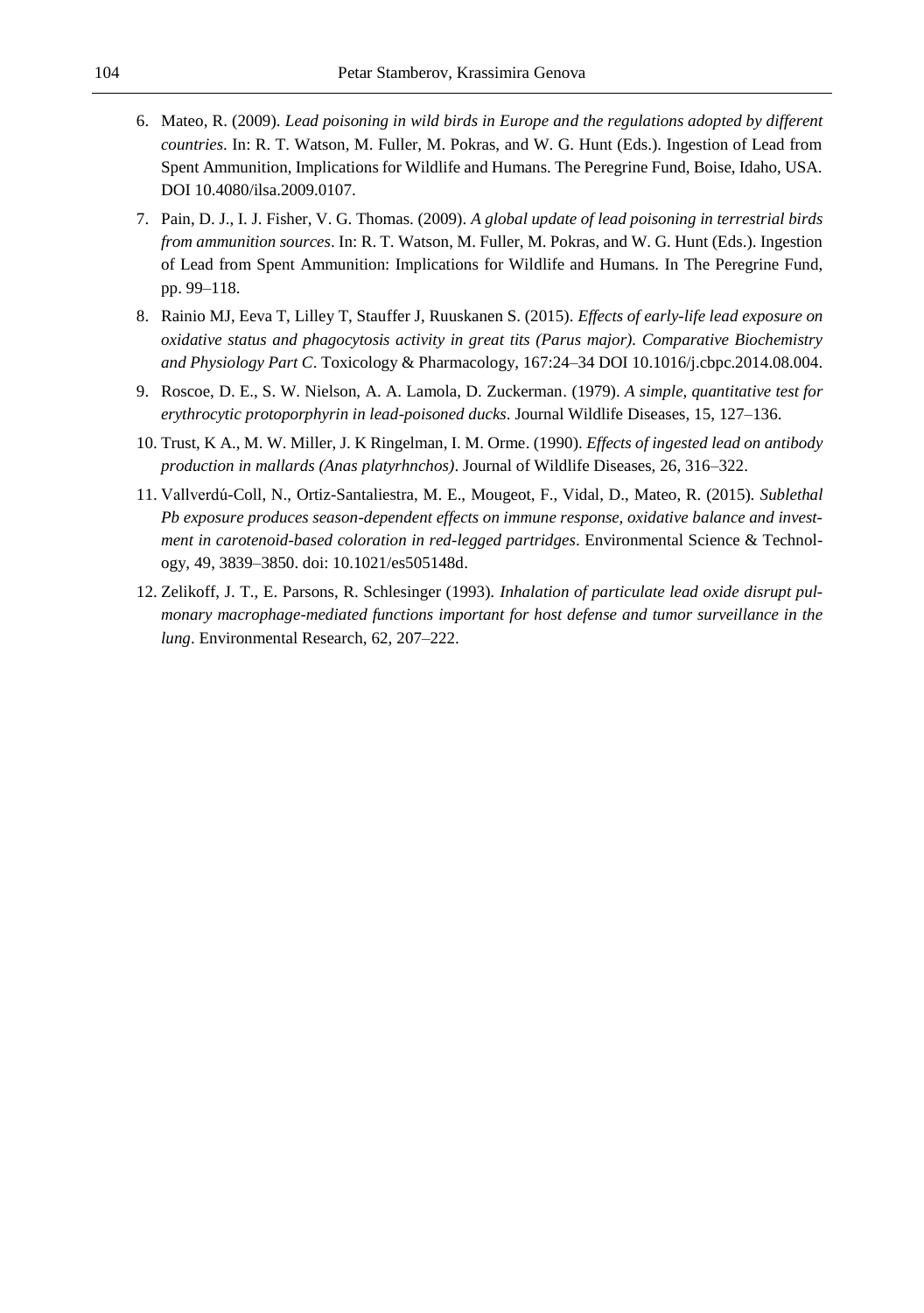6. Mateo, R. (2009). *Lead poisoning in wild birds in Europe and the regulations adopted by different countries*. In: R. T. Watson, M. Fuller, M. Pokras, and W. G. Hunt (Eds.). Ingestion of Lead from Spent Ammunition, Implications for Wildlife and Humans. The Peregrine Fund, Boise, Idaho, USA. DOI 10.4080/ilsa.2009.0107.
7. Pain, D. J., I. J. Fisher, V. G. Thomas. (2009). *A global update of lead poisoning in terrestrial birds from ammunition sources*. In: R. T. Watson, M. Fuller, M. Pokras, and W. G. Hunt (Eds.). Ingestion of Lead from Spent Ammunition: Implications for Wildlife and Humans. In The Peregrine Fund, pp. 99–118.
8. Rainio MJ, Eeva T, Lilley T, Stauffer J, Ruuskanen S. (2015). *Effects of early-life lead exposure on oxidative status and phagocytosis activity in great tits (Parus major). Comparative Biochemistry and Physiology Part C*. Toxicology & Pharmacology, 167:24–34 DOI 10.1016/j.cbpc.2014.08.004.
9. Roscoe, D. E., S. W. Nielson, A. A. Lamola, D. Zuckerman. (1979). *A simple, quantitative test for erythrocytic protoporphyrin in lead-poisoned ducks*. Journal Wildlife Diseases, 15, 127–136.
10. Trust, K A., M. W. Miller, J. K Ringelman, I. M. Orme. (1990). *Effects of ingested lead on antibody production in mallards (Anas platyrhnchos)*. Journal of Wildlife Diseases, 26, 316–322.
11. Vallverdú-Coll, N., Ortiz-Santaliestra, M. E., Mougeot, F., Vidal, D., Mateo, R. (2015). *Sublethal Pb exposure produces season-dependent effects on immune response, oxidative balance and investment in carotenoid-based coloration in red-legged partridges*. Environmental Science & Technology, 49, 3839–3850. doi: 10.1021/es505148d.
12. Zelikoff, J. T., E. Parsons, R. Schlesinger (1993). *Inhalation of particulate lead oxide disrupt pulmonary macrophage-mediated functions important for host defense and tumor surveillance in the lung*. Environmental Research, 62, 207–222.